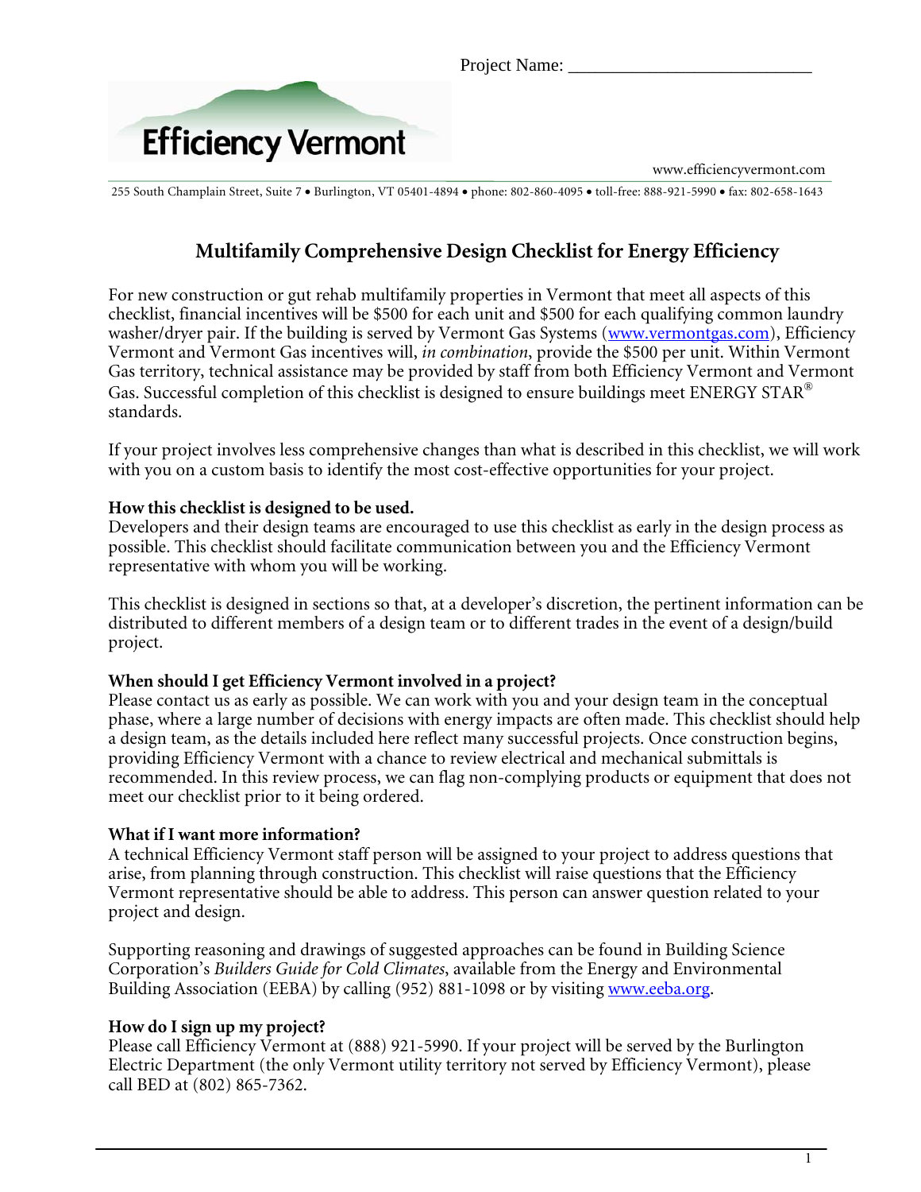Project Name: ___________________________

Efficiency Vermont

www.efficiencyvermont.com

255 South Champlain Street, Suite 7 • Burlington, VT 05401-4894 • phone: 802-860-4095 • toll-free: 888-921-5990 • fax: 802-658-1643

# Multifamily Comprehensive Design Checklist for Energy Efficiency

For new construction or gut rehab multifamily properties in Vermont that meet all aspects of this checklist, financial incentives will be $500 for each unit and $500 for each qualifying common laundry washer/dryer pair. If the building is served by Vermont Gas Systems (www.vermontgas.com), Efficiency Vermont and Vermont Gas incentives will, *in combination*, provide the $500 per unit. Within Vermont Gas territory, technical assistance may be provided by staff from both Efficiency Vermont and Vermont Gas. Successful completion of this checklist is designed to ensure buildings meet ENERGY STAR® standards.

If your project involves less comprehensive changes than what is described in this checklist, we will work with you on a custom basis to identify the most cost-effective opportunities for your project.

**How this checklist is designed to be used.**
Developers and their design teams are encouraged to use this checklist as early in the design process as possible. This checklist should facilitate communication between you and the Efficiency Vermont representative with whom you will be working.

This checklist is designed in sections so that, at a developer's discretion, the pertinent information can be distributed to different members of a design team or to different trades in the event of a design/build project.

**When should I get Efficiency Vermont involved in a project?**
Please contact us as early as possible. We can work with you and your design team in the conceptual phase, where a large number of decisions with energy impacts are often made. This checklist should help a design team, as the details included here reflect many successful projects. Once construction begins, providing Efficiency Vermont with a chance to review electrical and mechanical submittals is recommended. In this review process, we can flag non-complying products or equipment that does not meet our checklist prior to it being ordered.

**What if I want more information?**
A technical Efficiency Vermont staff person will be assigned to your project to address questions that arise, from planning through construction. This checklist will raise questions that the Efficiency Vermont representative should be able to address. This person can answer question related to your project and design.

Supporting reasoning and drawings of suggested approaches can be found in Building Science Corporation's *Builders Guide for Cold Climates*, available from the Energy and Environmental Building Association (EEBA) by calling (952) 881-1098 or by visiting www.eeba.org.

**How do I sign up my project?**
Please call Efficiency Vermont at (888) 921-5990. If your project will be served by the Burlington Electric Department (the only Vermont utility territory not served by Efficiency Vermont), please call BED at (802) 865-7362.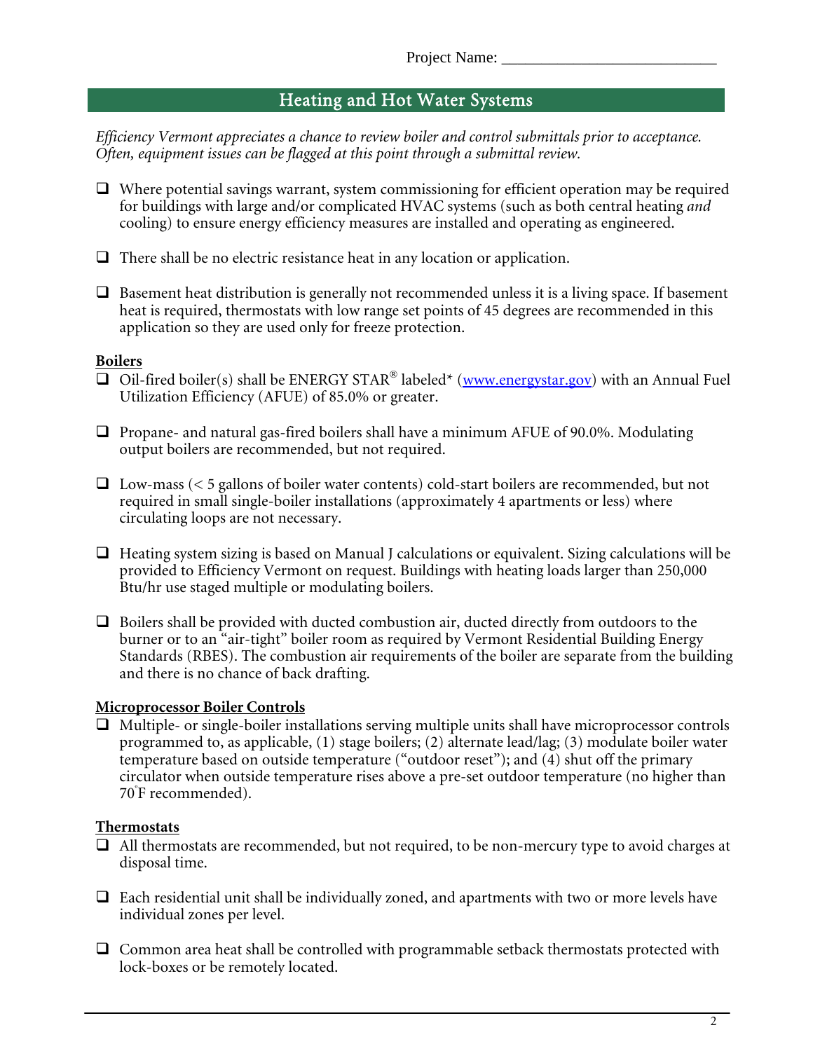Project Name: ___________________________

## Heating and Hot Water Systems

*Efficiency Vermont appreciates a chance to review boiler and control submittals prior to acceptance. Often, equipment issues can be flagged at this point through a submittal review.*

- ❑ Where potential savings warrant, system commissioning for efficient operation may be required for buildings with large and/or complicated HVAC systems (such as both central heating *and* cooling) to ensure energy efficiency measures are installed and operating as engineered.
- ❑ There shall be no electric resistance heat in any location or application.
- ❑ Basement heat distribution is generally not recommended unless it is a living space. If basement heat is required, thermostats with low range set points of 45 degrees are recommended in this application so they are used only for freeze protection.

**Boilers**

- ❑ Oil-fired boiler(s) shall be ENERGY STAR® labeled* (www.energystar.gov) with an Annual Fuel Utilization Efficiency (AFUE) of 85.0% or greater.
- ❑ Propane- and natural gas-fired boilers shall have a minimum AFUE of 90.0%. Modulating output boilers are recommended, but not required.
- ❑ Low-mass (< 5 gallons of boiler water contents) cold-start boilers are recommended, but not required in small single-boiler installations (approximately 4 apartments or less) where circulating loops are not necessary.
- ❑ Heating system sizing is based on Manual J calculations or equivalent. Sizing calculations will be provided to Efficiency Vermont on request. Buildings with heating loads larger than 250,000 Btu/hr use staged multiple or modulating boilers.
- ❑ Boilers shall be provided with ducted combustion air, ducted directly from outdoors to the burner or to an "air-tight" boiler room as required by Vermont Residential Building Energy Standards (RBES). The combustion air requirements of the boiler are separate from the building and there is no chance of back drafting.

**Microprocessor Boiler Controls**

- ❑ Multiple- or single-boiler installations serving multiple units shall have microprocessor controls programmed to, as applicable, (1) stage boilers; (2) alternate lead/lag; (3) modulate boiler water temperature based on outside temperature ("outdoor reset"); and (4) shut off the primary circulator when outside temperature rises above a pre-set outdoor temperature (no higher than 70°F recommended).

**Thermostats**

- ❑ All thermostats are recommended, but not required, to be non-mercury type to avoid charges at disposal time.
- ❑ Each residential unit shall be individually zoned, and apartments with two or more levels have individual zones per level.
- ❑ Common area heat shall be controlled with programmable setback thermostats protected with lock-boxes or be remotely located.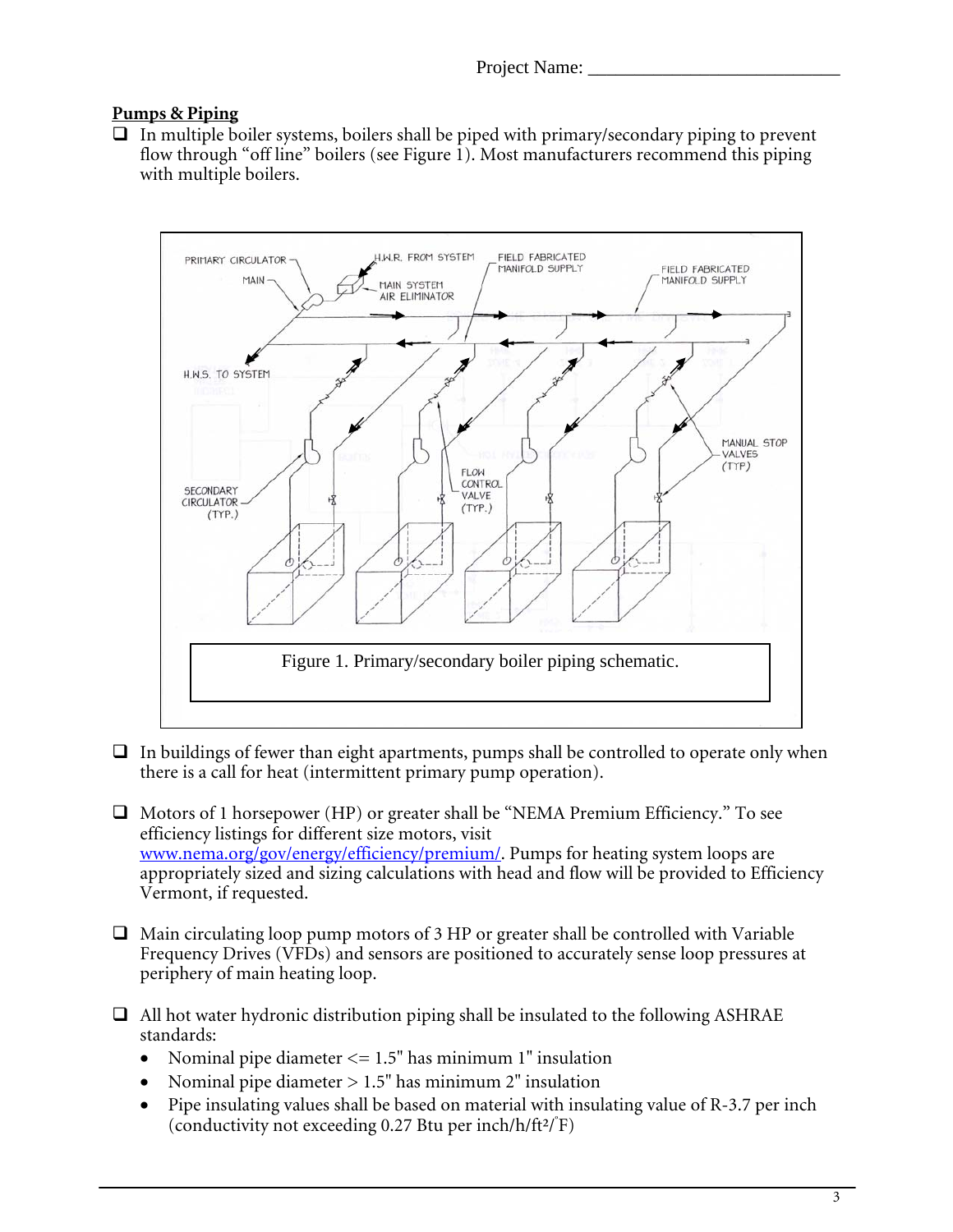Project Name: ___________________________

**Pumps & Piping**

- ❑ In multiple boiler systems, boilers shall be piped with primary/secondary piping to prevent flow through "off line" boilers (see Figure 1). Most manufacturers recommend this piping with multiple boilers.

Figure 1. Primary/secondary boiler piping schematic.

- ❑ In buildings of fewer than eight apartments, pumps shall be controlled to operate only when there is a call for heat (intermittent primary pump operation).

- ❑ Motors of 1 horsepower (HP) or greater shall be "NEMA Premium Efficiency." To see efficiency listings for different size motors, visit [www.nema.org/gov/energy/efficiency/premium/](http://www.nema.org/gov/energy/efficiency/premium/). Pumps for heating system loops are appropriately sized and sizing calculations with head and flow will be provided to Efficiency Vermont, if requested.

- ❑ Main circulating loop pump motors of 3 HP or greater shall be controlled with Variable Frequency Drives (VFDs) and sensors are positioned to accurately sense loop pressures at periphery of main heating loop.

- ❑ All hot water hydronic distribution piping shall be insulated to the following ASHRAE standards:
  - Nominal pipe diameter <= 1.5" has minimum 1" insulation
  - Nominal pipe diameter > 1.5" has minimum 2" insulation
  - Pipe insulating values shall be based on material with insulating value of R-3.7 per inch (conductivity not exceeding 0.27 Btu per inch/h/ft²/°F)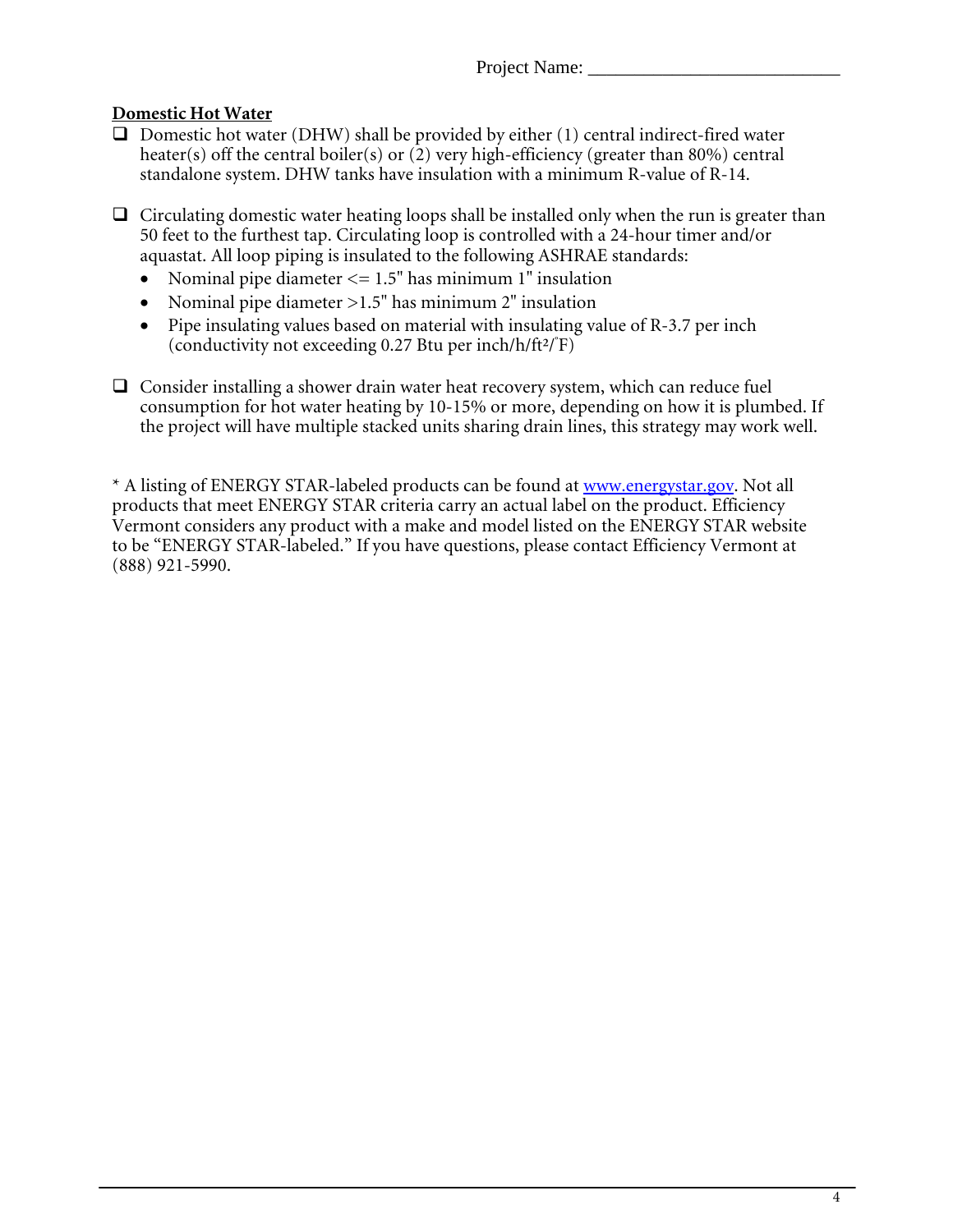Project Name: ___________________________

**Domestic Hot Water**

- ❑ Domestic hot water (DHW) shall be provided by either (1) central indirect-fired water heater(s) off the central boiler(s) or (2) very high-efficiency (greater than 80%) central standalone system. DHW tanks have insulation with a minimum R-value of R-14.

- ❑ Circulating domestic water heating loops shall be installed only when the run is greater than 50 feet to the furthest tap. Circulating loop is controlled with a 24-hour timer and/or aquastat. All loop piping is insulated to the following ASHRAE standards:
  - Nominal pipe diameter <= 1.5" has minimum 1" insulation
  - Nominal pipe diameter >1.5" has minimum 2" insulation
  - Pipe insulating values based on material with insulating value of R-3.7 per inch (conductivity not exceeding 0.27 Btu per inch/h/ft²/°F)

- ❑ Consider installing a shower drain water heat recovery system, which can reduce fuel consumption for hot water heating by 10-15% or more, depending on how it is plumbed. If the project will have multiple stacked units sharing drain lines, this strategy may work well.

* A listing of ENERGY STAR-labeled products can be found at www.energystar.gov. Not all products that meet ENERGY STAR criteria carry an actual label on the product. Efficiency Vermont considers any product with a make and model listed on the ENERGY STAR website to be "ENERGY STAR-labeled." If you have questions, please contact Efficiency Vermont at (888) 921-5990.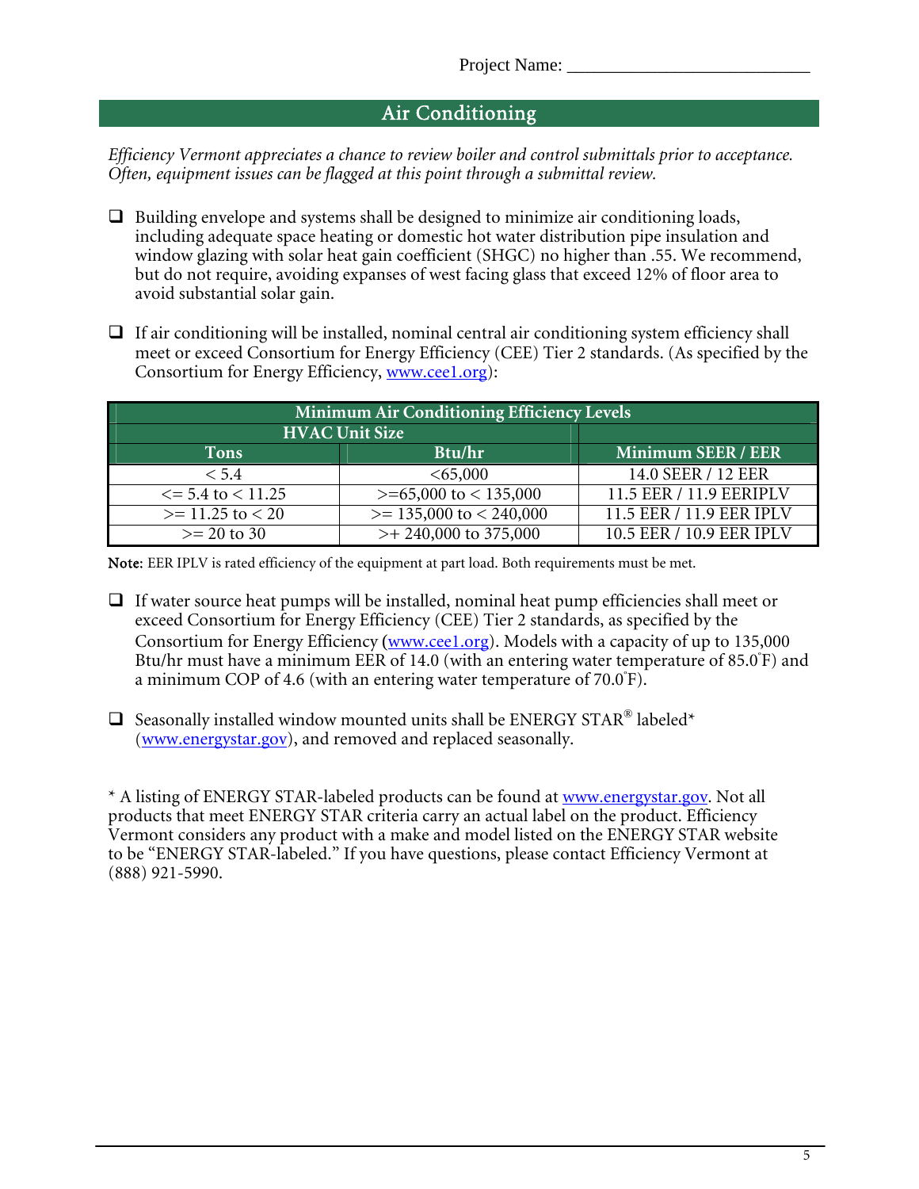Project Name: ___________________________

## Air Conditioning

*Efficiency Vermont appreciates a chance to review boiler and control submittals prior to acceptance. Often, equipment issues can be flagged at this point through a submittal review.*

- ❑ Building envelope and systems shall be designed to minimize air conditioning loads, including adequate space heating or domestic hot water distribution pipe insulation and window glazing with solar heat gain coefficient (SHGC) no higher than .55. We recommend, but do not require, avoiding expanses of west facing glass that exceed 12% of floor area to avoid substantial solar gain.

- ❑ If air conditioning will be installed, nominal central air conditioning system efficiency shall meet or exceed Consortium for Energy Efficiency (CEE) Tier 2 standards. (As specified by the Consortium for Energy Efficiency, www.cee1.org):

| Minimum Air Conditioning Efficiency Levels | | |
|---|---|---|
| HVAC Unit Size | | |
| Tons | Btu/hr | Minimum SEER / EER |
| < 5.4 | <65,000 | 14.0 SEER / 12 EER |
| <= 5.4 to < 11.25 | >=65,000 to < 135,000 | 11.5 EER / 11.9 EERIPLV |
| >= 11.25 to < 20 | >= 135,000 to < 240,000 | 11.5 EER / 11.9 EER IPLV |
| >= 20 to 30 | >+ 240,000 to 375,000 | 10.5 EER / 10.9 EER IPLV |

**Note:** EER IPLV is rated efficiency of the equipment at part load. Both requirements must be met.

- ❑ If water source heat pumps will be installed, nominal heat pump efficiencies shall meet or exceed Consortium for Energy Efficiency (CEE) Tier 2 standards, as specified by the Consortium for Energy Efficiency (www.cee1.org). Models with a capacity of up to 135,000 Btu/hr must have a minimum EER of 14.0 (with an entering water temperature of 85.0°F) and a minimum COP of 4.6 (with an entering water temperature of 70.0°F).

- ❑ Seasonally installed window mounted units shall be ENERGY STAR® labeled* (www.energystar.gov), and removed and replaced seasonally.

* A listing of ENERGY STAR-labeled products can be found at www.energystar.gov. Not all products that meet ENERGY STAR criteria carry an actual label on the product. Efficiency Vermont considers any product with a make and model listed on the ENERGY STAR website to be "ENERGY STAR-labeled." If you have questions, please contact Efficiency Vermont at (888) 921-5990.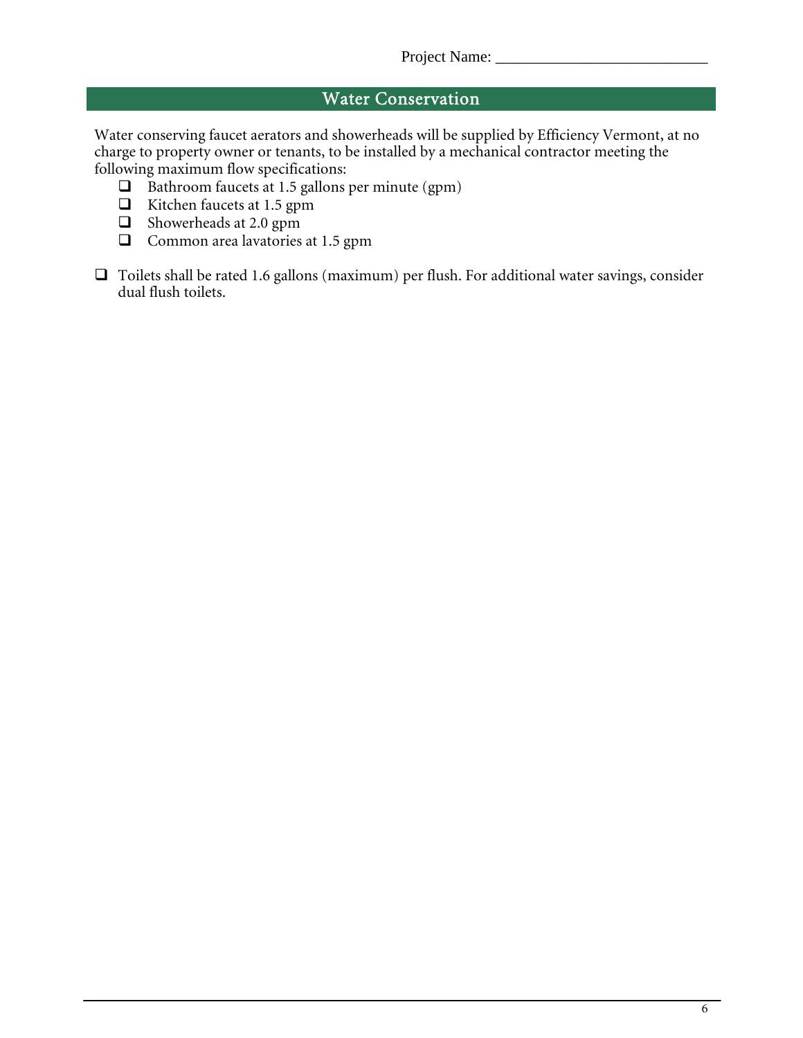Project Name: ___________________________

## Water Conservation

Water conserving faucet aerators and showerheads will be supplied by Efficiency Vermont, at no charge to property owner or tenants, to be installed by a mechanical contractor meeting the following maximum flow specifications:

- ❑ Bathroom faucets at 1.5 gallons per minute (gpm)
- ❑ Kitchen faucets at 1.5 gpm
- ❑ Showerheads at 2.0 gpm
- ❑ Common area lavatories at 1.5 gpm

- ❑ Toilets shall be rated 1.6 gallons (maximum) per flush. For additional water savings, consider dual flush toilets.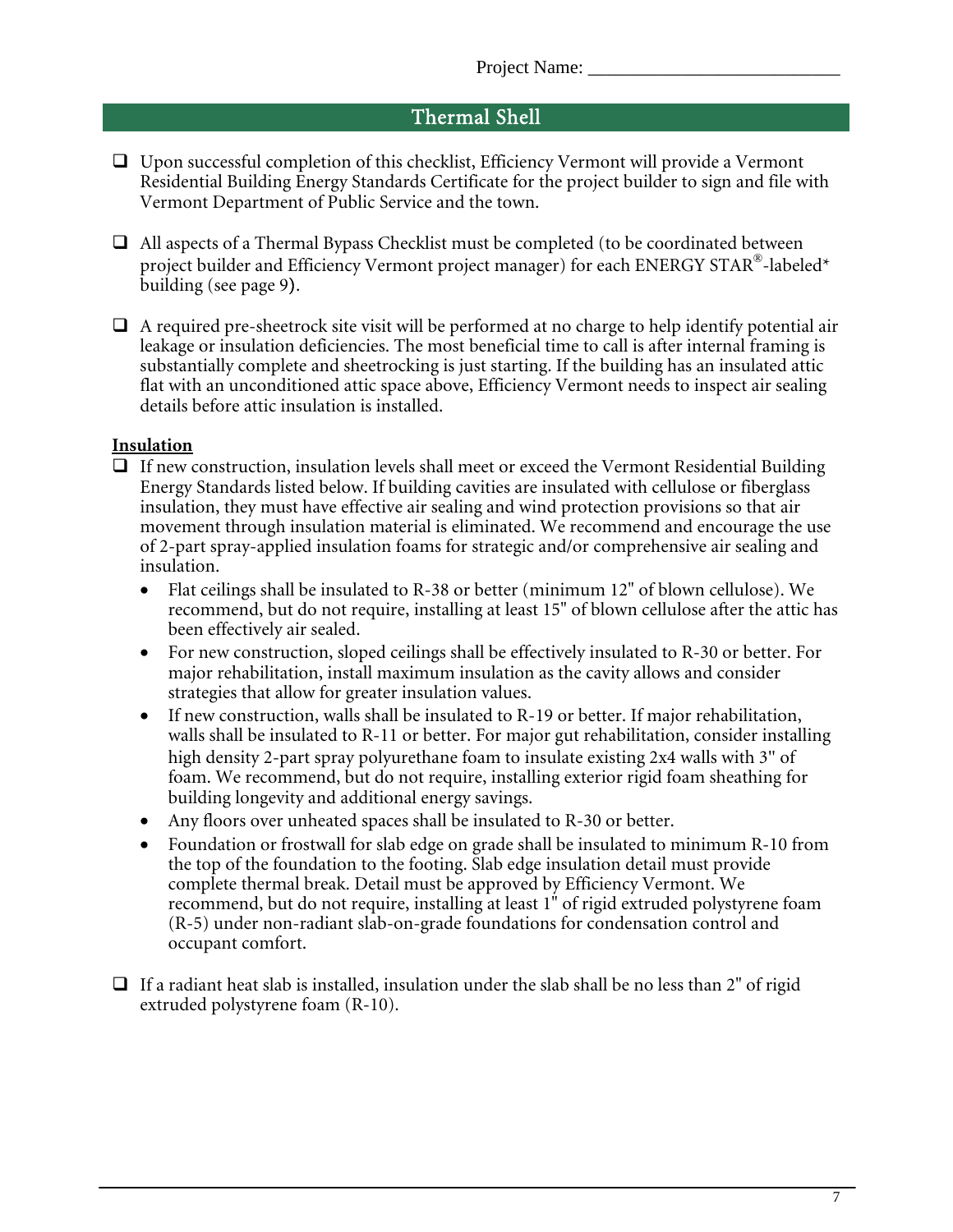Project Name: ___________________________

## Thermal Shell

- ☐ Upon successful completion of this checklist, Efficiency Vermont will provide a Vermont Residential Building Energy Standards Certificate for the project builder to sign and file with Vermont Department of Public Service and the town.

- ☐ All aspects of a Thermal Bypass Checklist must be completed (to be coordinated between project builder and Efficiency Vermont project manager) for each ENERGY STAR®-labeled* building (see page 9).

- ☐ A required pre-sheetrock site visit will be performed at no charge to help identify potential air leakage or insulation deficiencies. The most beneficial time to call is after internal framing is substantially complete and sheetrocking is just starting. If the building has an insulated attic flat with an unconditioned attic space above, Efficiency Vermont needs to inspect air sealing details before attic insulation is installed.

**<u>Insulation</u>**

- ☐ If new construction, insulation levels shall meet or exceed the Vermont Residential Building Energy Standards listed below. If building cavities are insulated with cellulose or fiberglass insulation, they must have effective air sealing and wind protection provisions so that air movement through insulation material is eliminated. We recommend and encourage the use of 2-part spray-applied insulation foams for strategic and/or comprehensive air sealing and insulation.
  - Flat ceilings shall be insulated to R-38 or better (minimum 12" of blown cellulose). We recommend, but do not require, installing at least 15" of blown cellulose after the attic has been effectively air sealed.
  - For new construction, sloped ceilings shall be effectively insulated to R-30 or better. For major rehabilitation, install maximum insulation as the cavity allows and consider strategies that allow for greater insulation values.
  - If new construction, walls shall be insulated to R-19 or better. If major rehabilitation, walls shall be insulated to R-11 or better. For major gut rehabilitation, consider installing high density 2-part spray polyurethane foam to insulate existing 2x4 walls with 3" of foam. We recommend, but do not require, installing exterior rigid foam sheathing for building longevity and additional energy savings.
  - Any floors over unheated spaces shall be insulated to R-30 or better.
  - Foundation or frostwall for slab edge on grade shall be insulated to minimum R-10 from the top of the foundation to the footing. Slab edge insulation detail must provide complete thermal break. Detail must be approved by Efficiency Vermont. We recommend, but do not require, installing at least 1" of rigid extruded polystyrene foam (R-5) under non-radiant slab-on-grade foundations for condensation control and occupant comfort.

- ☐ If a radiant heat slab is installed, insulation under the slab shall be no less than 2" of rigid extruded polystyrene foam (R-10).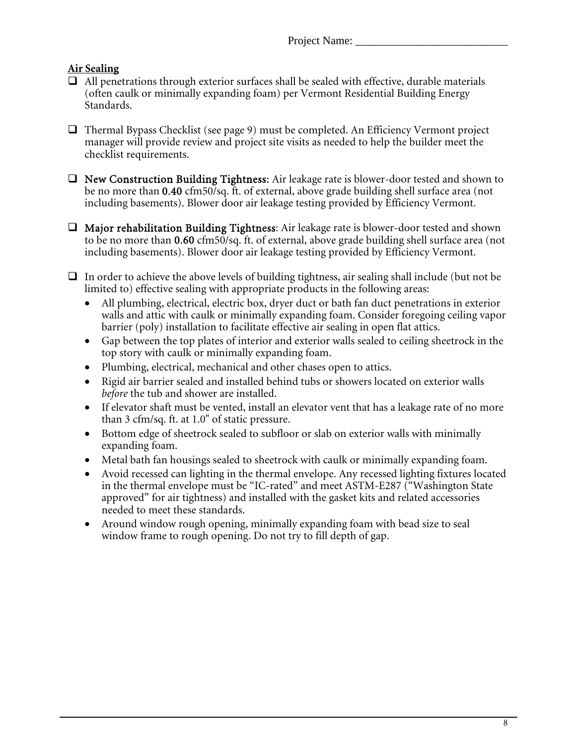Project Name: ___________________________

**Air Sealing**

- ❑ All penetrations through exterior surfaces shall be sealed with effective, durable materials (often caulk or minimally expanding foam) per Vermont Residential Building Energy Standards.

- ❑ Thermal Bypass Checklist (see page 9) must be completed. An Efficiency Vermont project manager will provide review and project site visits as needed to help the builder meet the checklist requirements.

- ❑ **New Construction Building Tightness**: Air leakage rate is blower-door tested and shown to be no more than **0.40** cfm50/sq. ft. of external, above grade building shell surface area (not including basements). Blower door air leakage testing provided by Efficiency Vermont.

- ❑ **Major rehabilitation Building Tightness**: Air leakage rate is blower-door tested and shown to be no more than **0.60** cfm50/sq. ft. of external, above grade building shell surface area (not including basements). Blower door air leakage testing provided by Efficiency Vermont.

- ❑ In order to achieve the above levels of building tightness, air sealing shall include (but not be limited to) effective sealing with appropriate products in the following areas:
  - All plumbing, electrical, electric box, dryer duct or bath fan duct penetrations in exterior walls and attic with caulk or minimally expanding foam. Consider foregoing ceiling vapor barrier (poly) installation to facilitate effective air sealing in open flat attics.
  - Gap between the top plates of interior and exterior walls sealed to ceiling sheetrock in the top story with caulk or minimally expanding foam.
  - Plumbing, electrical, mechanical and other chases open to attics.
  - Rigid air barrier sealed and installed behind tubs or showers located on exterior walls *before* the tub and shower are installed.
  - If elevator shaft must be vented, install an elevator vent that has a leakage rate of no more than 3 cfm/sq. ft. at 1.0" of static pressure.
  - Bottom edge of sheetrock sealed to subfloor or slab on exterior walls with minimally expanding foam.
  - Metal bath fan housings sealed to sheetrock with caulk or minimally expanding foam.
  - Avoid recessed can lighting in the thermal envelope. Any recessed lighting fixtures located in the thermal envelope must be "IC-rated" and meet ASTM-E287 ("Washington State approved" for air tightness) and installed with the gasket kits and related accessories needed to meet these standards.
  - Around window rough opening, minimally expanding foam with bead size to seal window frame to rough opening. Do not try to fill depth of gap.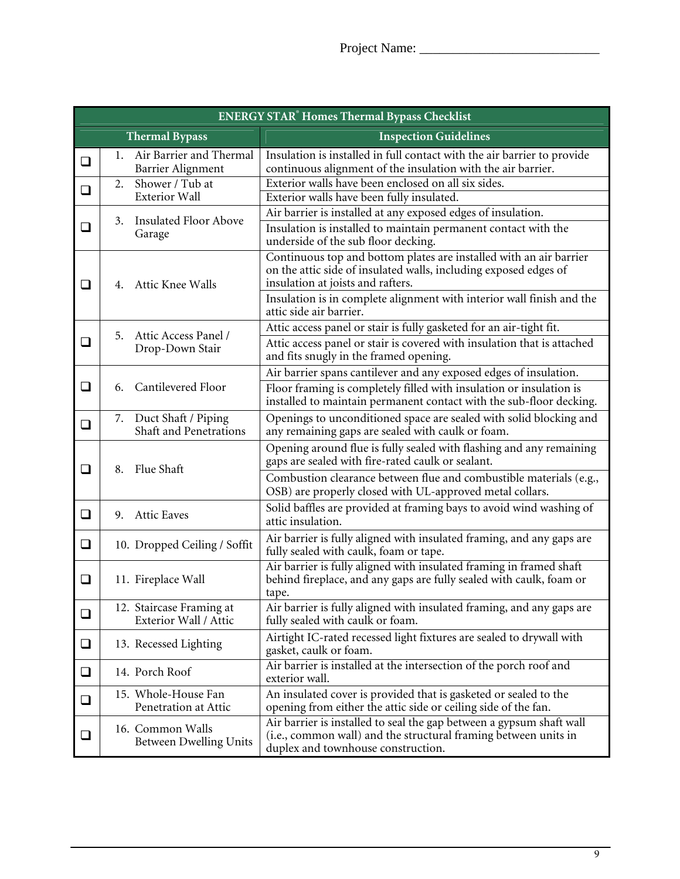Project Name: ___________________________

| | ENERGY STAR® Homes Thermal Bypass Checklist | |
|---|---|---|
| | **Thermal Bypass** | **Inspection Guidelines** |
| ❑ | 1. Air Barrier and Thermal Barrier Alignment | Insulation is installed in full contact with the air barrier to provide continuous alignment of the insulation with the air barrier. |
| ❑ | 2. Shower / Tub at Exterior Wall | Exterior walls have been enclosed on all six sides. |
| | | Exterior walls have been fully insulated. |
| ❑ | 3. Insulated Floor Above Garage | Air barrier is installed at any exposed edges of insulation. |
| | | Insulation is installed to maintain permanent contact with the underside of the sub floor decking. |
| ❑ | 4. Attic Knee Walls | Continuous top and bottom plates are installed with an air barrier on the attic side of insulated walls, including exposed edges of insulation at joists and rafters. |
| | | Insulation is in complete alignment with interior wall finish and the attic side air barrier. |
| ❑ | 5. Attic Access Panel / Drop-Down Stair | Attic access panel or stair is fully gasketed for an air-tight fit. |
| | | Attic access panel or stair is covered with insulation that is attached and fits snugly in the framed opening. |
| ❑ | 6. Cantilevered Floor | Air barrier spans cantilever and any exposed edges of insulation. |
| | | Floor framing is completely filled with insulation or insulation is installed to maintain permanent contact with the sub-floor decking. |
| ❑ | 7. Duct Shaft / Piping Shaft and Penetrations | Openings to unconditioned space are sealed with solid blocking and any remaining gaps are sealed with caulk or foam. |
| ❑ | 8. Flue Shaft | Opening around flue is fully sealed with flashing and any remaining gaps are sealed with fire-rated caulk or sealant. |
| | | Combustion clearance between flue and combustible materials (e.g., OSB) are properly closed with UL-approved metal collars. |
| ❑ | 9. Attic Eaves | Solid baffles are provided at framing bays to avoid wind washing of attic insulation. |
| ❑ | 10. Dropped Ceiling / Soffit | Air barrier is fully aligned with insulated framing, and any gaps are fully sealed with caulk, foam or tape. |
| ❑ | 11. Fireplace Wall | Air barrier is fully aligned with insulated framing in framed shaft behind fireplace, and any gaps are fully sealed with caulk, foam or tape. |
| ❑ | 12. Staircase Framing at Exterior Wall / Attic | Air barrier is fully aligned with insulated framing, and any gaps are fully sealed with caulk or foam. |
| ❑ | 13. Recessed Lighting | Airtight IC-rated recessed light fixtures are sealed to drywall with gasket, caulk or foam. |
| ❑ | 14. Porch Roof | Air barrier is installed at the intersection of the porch roof and exterior wall. |
| ❑ | 15. Whole-House Fan Penetration at Attic | An insulated cover is provided that is gasketed or sealed to the opening from either the attic side or ceiling side of the fan. |
| ❑ | 16. Common Walls Between Dwelling Units | Air barrier is installed to seal the gap between a gypsum shaft wall (i.e., common wall) and the structural framing between units in duplex and townhouse construction. |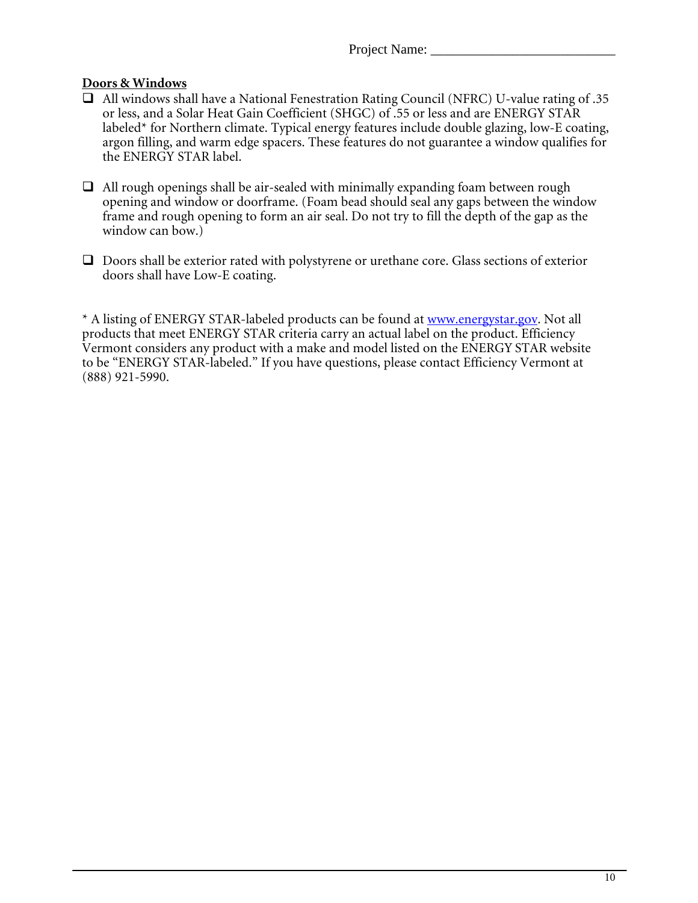Project Name: ___________________________

**Doors & Windows**

- ❑ All windows shall have a National Fenestration Rating Council (NFRC) U-value rating of .35 or less, and a Solar Heat Gain Coefficient (SHGC) of .55 or less and are ENERGY STAR labeled* for Northern climate. Typical energy features include double glazing, low-E coating, argon filling, and warm edge spacers. These features do not guarantee a window qualifies for the ENERGY STAR label.

- ❑ All rough openings shall be air-sealed with minimally expanding foam between rough opening and window or doorframe. (Foam bead should seal any gaps between the window frame and rough opening to form an air seal. Do not try to fill the depth of the gap as the window can bow.)

- ❑ Doors shall be exterior rated with polystyrene or urethane core. Glass sections of exterior doors shall have Low-E coating.

* A listing of ENERGY STAR-labeled products can be found at [www.energystar.gov](http://www.energystar.gov). Not all products that meet ENERGY STAR criteria carry an actual label on the product. Efficiency Vermont considers any product with a make and model listed on the ENERGY STAR website to be "ENERGY STAR-labeled." If you have questions, please contact Efficiency Vermont at (888) 921-5990.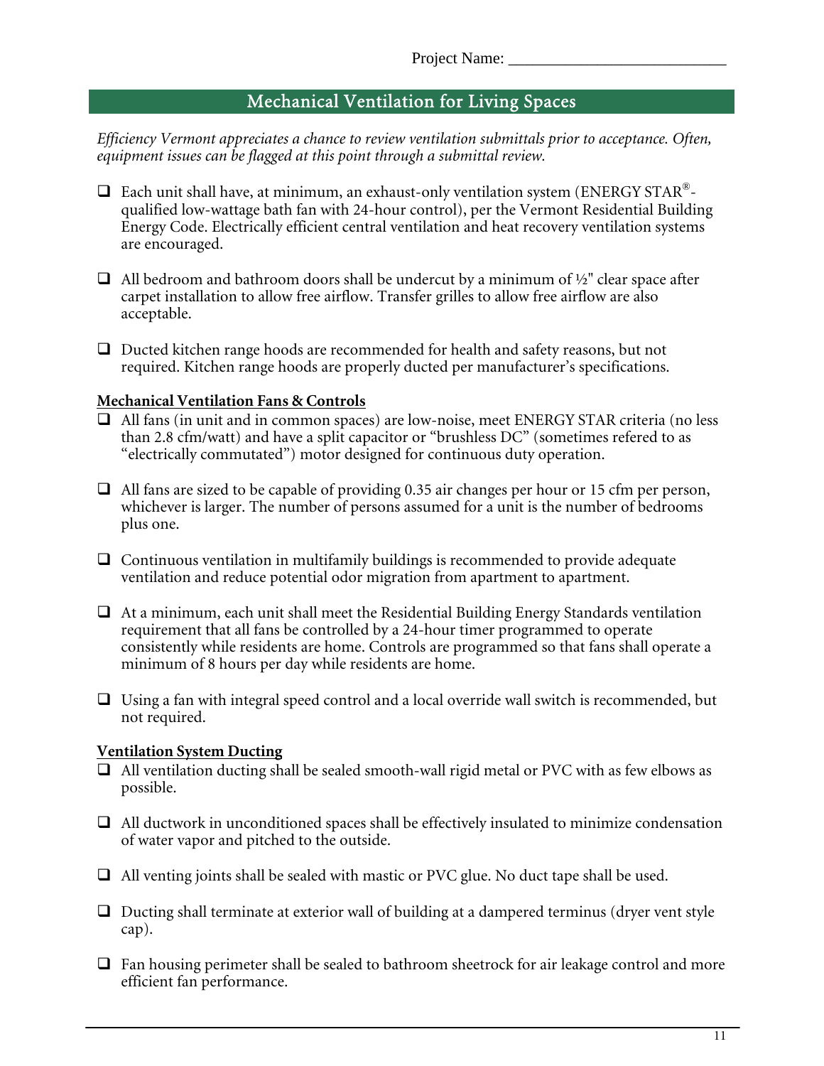Project Name: ___________________________

## Mechanical Ventilation for Living Spaces

*Efficiency Vermont appreciates a chance to review ventilation submittals prior to acceptance. Often, equipment issues can be flagged at this point through a submittal review.*

- ❑ Each unit shall have, at minimum, an exhaust-only ventilation system (ENERGY STAR®-qualified low-wattage bath fan with 24-hour control), per the Vermont Residential Building Energy Code. Electrically efficient central ventilation and heat recovery ventilation systems are encouraged.

- ❑ All bedroom and bathroom doors shall be undercut by a minimum of ½" clear space after carpet installation to allow free airflow. Transfer grilles to allow free airflow are also acceptable.

- ❑ Ducted kitchen range hoods are recommended for health and safety reasons, but not required. Kitchen range hoods are properly ducted per manufacturer's specifications.

**Mechanical Ventilation Fans & Controls**

- ❑ All fans (in unit and in common spaces) are low-noise, meet ENERGY STAR criteria (no less than 2.8 cfm/watt) and have a split capacitor or "brushless DC" (sometimes refered to as "electrically commutated") motor designed for continuous duty operation.

- ❑ All fans are sized to be capable of providing 0.35 air changes per hour or 15 cfm per person, whichever is larger. The number of persons assumed for a unit is the number of bedrooms plus one.

- ❑ Continuous ventilation in multifamily buildings is recommended to provide adequate ventilation and reduce potential odor migration from apartment to apartment.

- ❑ At a minimum, each unit shall meet the Residential Building Energy Standards ventilation requirement that all fans be controlled by a 24-hour timer programmed to operate consistently while residents are home. Controls are programmed so that fans shall operate a minimum of 8 hours per day while residents are home.

- ❑ Using a fan with integral speed control and a local override wall switch is recommended, but not required.

**Ventilation System Ducting**

- ❑ All ventilation ducting shall be sealed smooth-wall rigid metal or PVC with as few elbows as possible.

- ❑ All ductwork in unconditioned spaces shall be effectively insulated to minimize condensation of water vapor and pitched to the outside.

- ❑ All venting joints shall be sealed with mastic or PVC glue. No duct tape shall be used.

- ❑ Ducting shall terminate at exterior wall of building at a dampered terminus (dryer vent style cap).

- ❑ Fan housing perimeter shall be sealed to bathroom sheetrock for air leakage control and more efficient fan performance.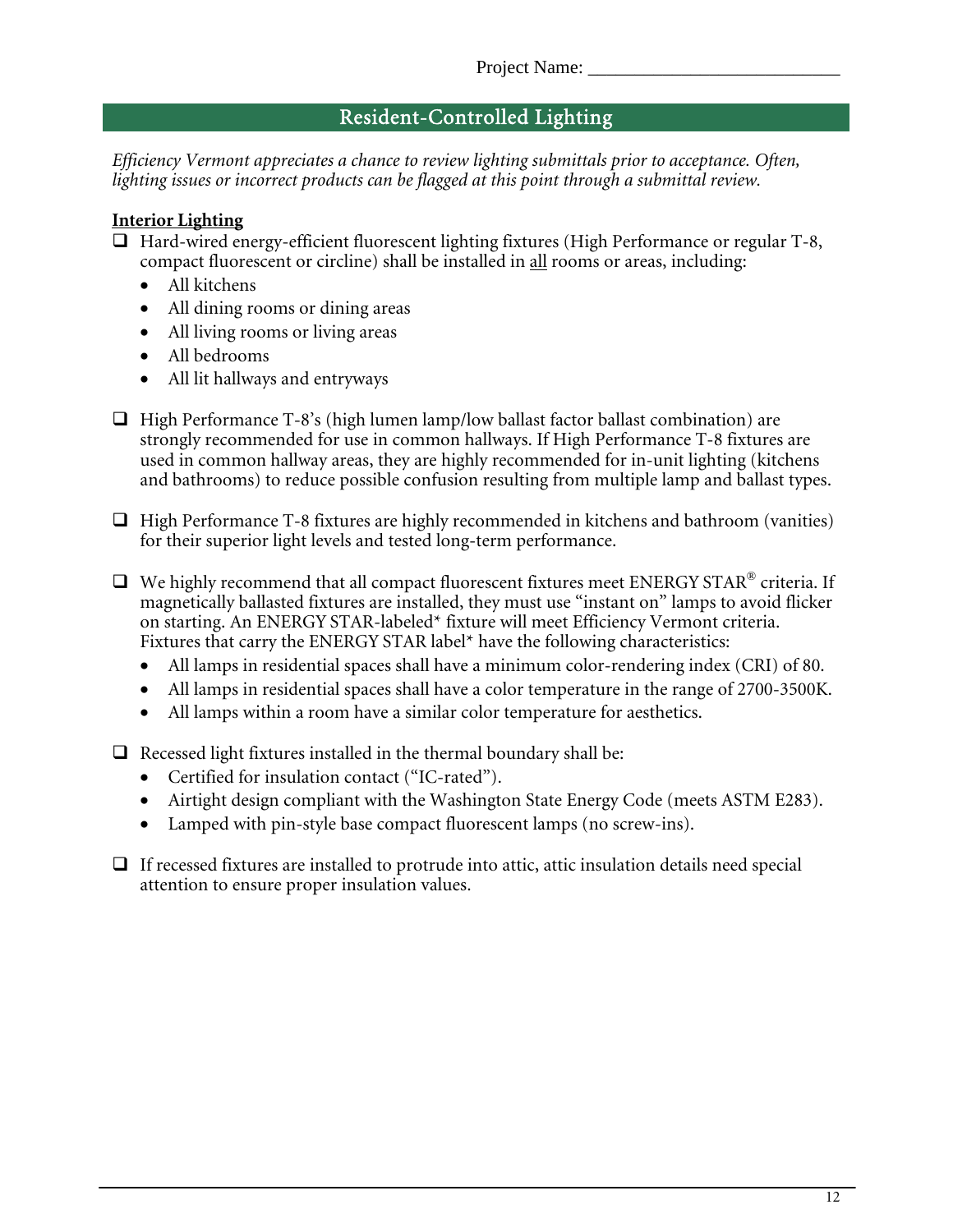Project Name: ___________________________

## Resident-Controlled Lighting

*Efficiency Vermont appreciates a chance to review lighting submittals prior to acceptance. Often, lighting issues or incorrect products can be flagged at this point through a submittal review.*

**Interior Lighting**

- ❑ Hard-wired energy-efficient fluorescent lighting fixtures (High Performance or regular T-8, compact fluorescent or circline) shall be installed in all rooms or areas, including:
  - All kitchens
  - All dining rooms or dining areas
  - All living rooms or living areas
  - All bedrooms
  - All lit hallways and entryways

- ❑ High Performance T-8's (high lumen lamp/low ballast factor ballast combination) are strongly recommended for use in common hallways. If High Performance T-8 fixtures are used in common hallway areas, they are highly recommended for in-unit lighting (kitchens and bathrooms) to reduce possible confusion resulting from multiple lamp and ballast types.

- ❑ High Performance T-8 fixtures are highly recommended in kitchens and bathroom (vanities) for their superior light levels and tested long-term performance.

- ❑ We highly recommend that all compact fluorescent fixtures meet ENERGY STAR® criteria. If magnetically ballasted fixtures are installed, they must use "instant on" lamps to avoid flicker on starting. An ENERGY STAR-labeled* fixture will meet Efficiency Vermont criteria. Fixtures that carry the ENERGY STAR label* have the following characteristics:
  - All lamps in residential spaces shall have a minimum color-rendering index (CRI) of 80.
  - All lamps in residential spaces shall have a color temperature in the range of 2700-3500K.
  - All lamps within a room have a similar color temperature for aesthetics.

- ❑ Recessed light fixtures installed in the thermal boundary shall be:
  - Certified for insulation contact ("IC-rated").
  - Airtight design compliant with the Washington State Energy Code (meets ASTM E283).
  - Lamped with pin-style base compact fluorescent lamps (no screw-ins).

- ❑ If recessed fixtures are installed to protrude into attic, attic insulation details need special attention to ensure proper insulation values.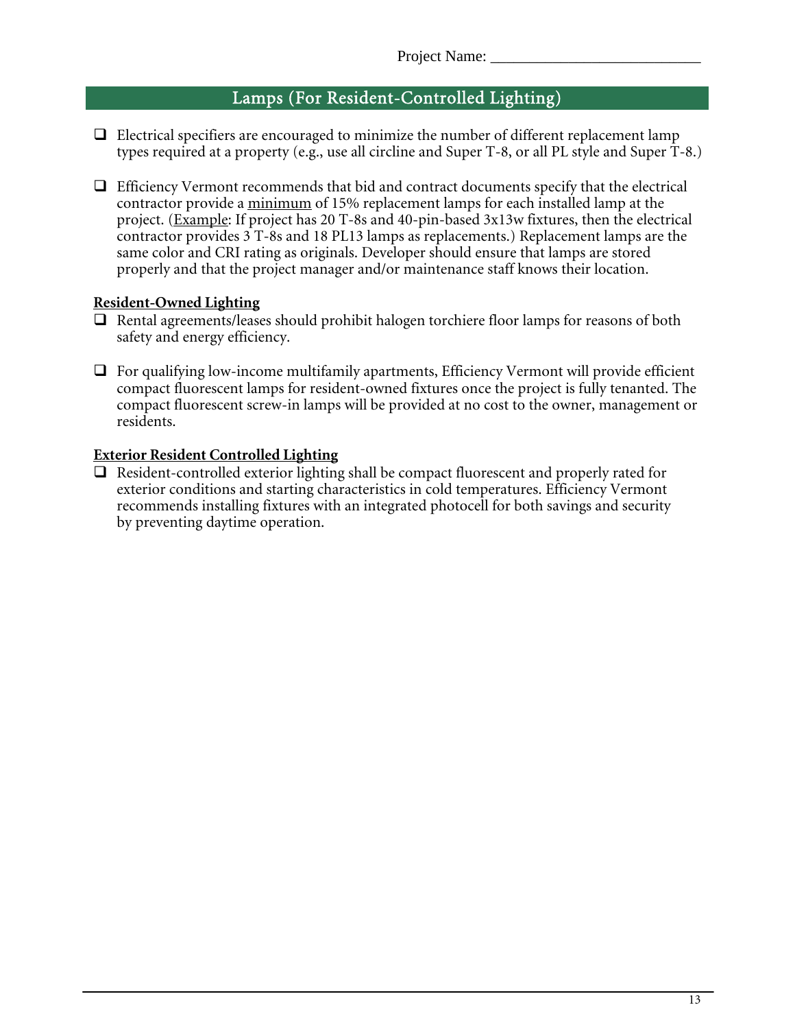Project Name: ___________________________

## Lamps (For Resident-Controlled Lighting)

- ☐ Electrical specifiers are encouraged to minimize the number of different replacement lamp types required at a property (e.g., use all circline and Super T-8, or all PL style and Super T-8.)

- ☐ Efficiency Vermont recommends that bid and contract documents specify that the electrical contractor provide a minimum of 15% replacement lamps for each installed lamp at the project. (Example: If project has 20 T-8s and 40-pin-based 3x13w fixtures, then the electrical contractor provides 3 T-8s and 18 PL13 lamps as replacements.) Replacement lamps are the same color and CRI rating as originals. Developer should ensure that lamps are stored properly and that the project manager and/or maintenance staff knows their location.

**Resident-Owned Lighting**

- ☐ Rental agreements/leases should prohibit halogen torchiere floor lamps for reasons of both safety and energy efficiency.

- ☐ For qualifying low-income multifamily apartments, Efficiency Vermont will provide efficient compact fluorescent lamps for resident-owned fixtures once the project is fully tenanted. The compact fluorescent screw-in lamps will be provided at no cost to the owner, management or residents.

**Exterior Resident Controlled Lighting**

- ☐ Resident-controlled exterior lighting shall be compact fluorescent and properly rated for exterior conditions and starting characteristics in cold temperatures. Efficiency Vermont recommends installing fixtures with an integrated photocell for both savings and security by preventing daytime operation.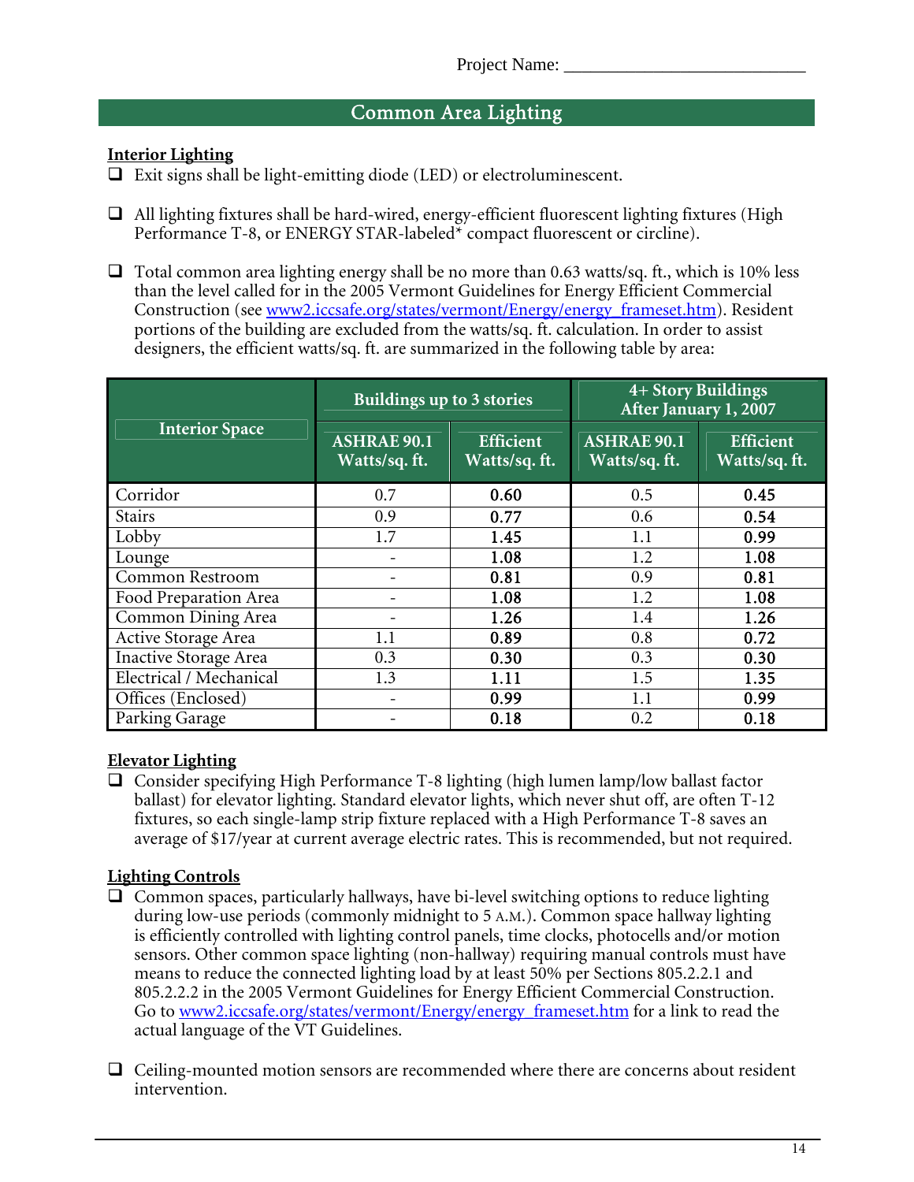Project Name: ___________________________

## Common Area Lighting

### Interior Lighting

- ❑ Exit signs shall be light-emitting diode (LED) or electroluminescent.

- ❑ All lighting fixtures shall be hard-wired, energy-efficient fluorescent lighting fixtures (High Performance T-8, or ENERGY STAR-labeled* compact fluorescent or circline).

- ❑ Total common area lighting energy shall be no more than 0.63 watts/sq. ft., which is 10% less than the level called for in the 2005 Vermont Guidelines for Energy Efficient Commercial Construction (see www2.iccsafe.org/states/vermont/Energy/energy_frameset.htm). Resident portions of the building are excluded from the watts/sq. ft. calculation. In order to assist designers, the efficient watts/sq. ft. are summarized in the following table by area:

| Interior Space | Buildings up to 3 stories | | 4+ Story Buildings After January 1, 2007 | |
|---|---|---|---|---|
| | ASHRAE 90.1 Watts/sq. ft. | Efficient Watts/sq. ft. | ASHRAE 90.1 Watts/sq. ft. | Efficient Watts/sq. ft. |
| Corridor | 0.7 | **0.60** | 0.5 | **0.45** |
| Stairs | 0.9 | **0.77** | 0.6 | **0.54** |
| Lobby | 1.7 | **1.45** | 1.1 | **0.99** |
| Lounge | - | **1.08** | 1.2 | **1.08** |
| Common Restroom | - | **0.81** | 0.9 | **0.81** |
| Food Preparation Area | - | **1.08** | 1.2 | **1.08** |
| Common Dining Area | - | **1.26** | 1.4 | **1.26** |
| Active Storage Area | 1.1 | **0.89** | 0.8 | **0.72** |
| Inactive Storage Area | 0.3 | **0.30** | 0.3 | **0.30** |
| Electrical / Mechanical | 1.3 | **1.11** | 1.5 | **1.35** |
| Offices (Enclosed) | - | **0.99** | 1.1 | **0.99** |
| Parking Garage | - | **0.18** | 0.2 | **0.18** |

### Elevator Lighting

- ❑ Consider specifying High Performance T-8 lighting (high lumen lamp/low ballast factor ballast) for elevator lighting. Standard elevator lights, which never shut off, are often T-12 fixtures, so each single-lamp strip fixture replaced with a High Performance T-8 saves an average of $17/year at current average electric rates. This is recommended, but not required.

### Lighting Controls

- ❑ Common spaces, particularly hallways, have bi-level switching options to reduce lighting during low-use periods (commonly midnight to 5 A.M.). Common space hallway lighting is efficiently controlled with lighting control panels, time clocks, photocells and/or motion sensors. Other common space lighting (non-hallway) requiring manual controls must have means to reduce the connected lighting load by at least 50% per Sections 805.2.2.1 and 805.2.2.2 in the 2005 Vermont Guidelines for Energy Efficient Commercial Construction. Go to www2.iccsafe.org/states/vermont/Energy/energy_frameset.htm for a link to read the actual language of the VT Guidelines.

- ❑ Ceiling-mounted motion sensors are recommended where there are concerns about resident intervention.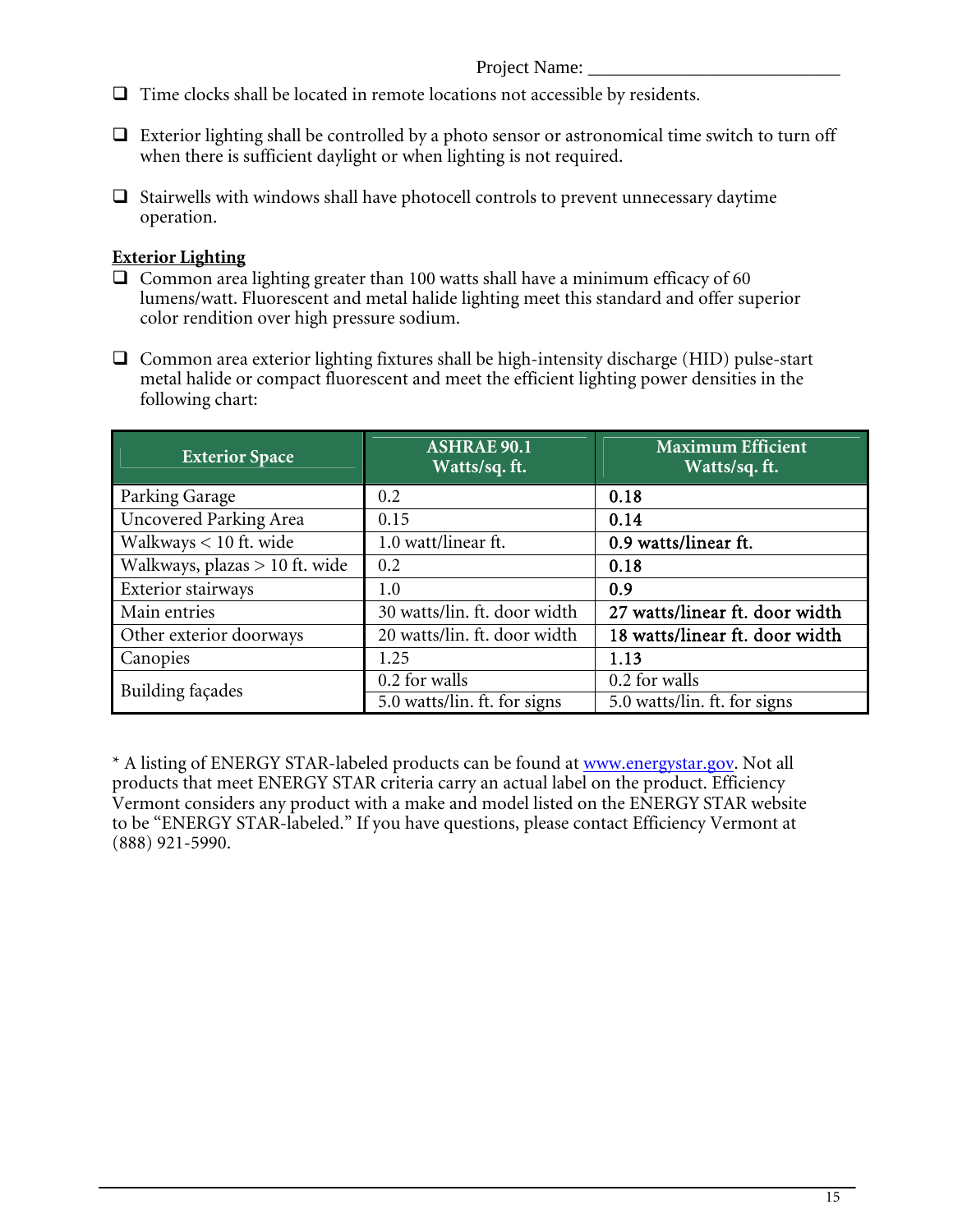Project Name: ___________________________

- ❑ Time clocks shall be located in remote locations not accessible by residents.
- ❑ Exterior lighting shall be controlled by a photo sensor or astronomical time switch to turn off when there is sufficient daylight or when lighting is not required.
- ❑ Stairwells with windows shall have photocell controls to prevent unnecessary daytime operation.

**Exterior Lighting**

- ❑ Common area lighting greater than 100 watts shall have a minimum efficacy of 60 lumens/watt. Fluorescent and metal halide lighting meet this standard and offer superior color rendition over high pressure sodium.
- ❑ Common area exterior lighting fixtures shall be high-intensity discharge (HID) pulse-start metal halide or compact fluorescent and meet the efficient lighting power densities in the following chart:

| Exterior Space | ASHRAE 90.1 Watts/sq. ft. | Maximum Efficient Watts/sq. ft. |
|---|---|---|
| Parking Garage | 0.2 | **0.18** |
| Uncovered Parking Area | 0.15 | **0.14** |
| Walkways < 10 ft. wide | 1.0 watt/linear ft. | **0.9 watts/linear ft.** |
| Walkways, plazas > 10 ft. wide | 0.2 | **0.18** |
| Exterior stairways | 1.0 | **0.9** |
| Main entries | 30 watts/lin. ft. door width | **27 watts/linear ft. door width** |
| Other exterior doorways | 20 watts/lin. ft. door width | **18 watts/linear ft. door width** |
| Canopies | 1.25 | **1.13** |
| Building façades | 0.2 for walls | 0.2 for walls |
| | 5.0 watts/lin. ft. for signs | 5.0 watts/lin. ft. for signs |

* A listing of ENERGY STAR-labeled products can be found at www.energystar.gov. Not all products that meet ENERGY STAR criteria carry an actual label on the product. Efficiency Vermont considers any product with a make and model listed on the ENERGY STAR website to be "ENERGY STAR-labeled." If you have questions, please contact Efficiency Vermont at (888) 921-5990.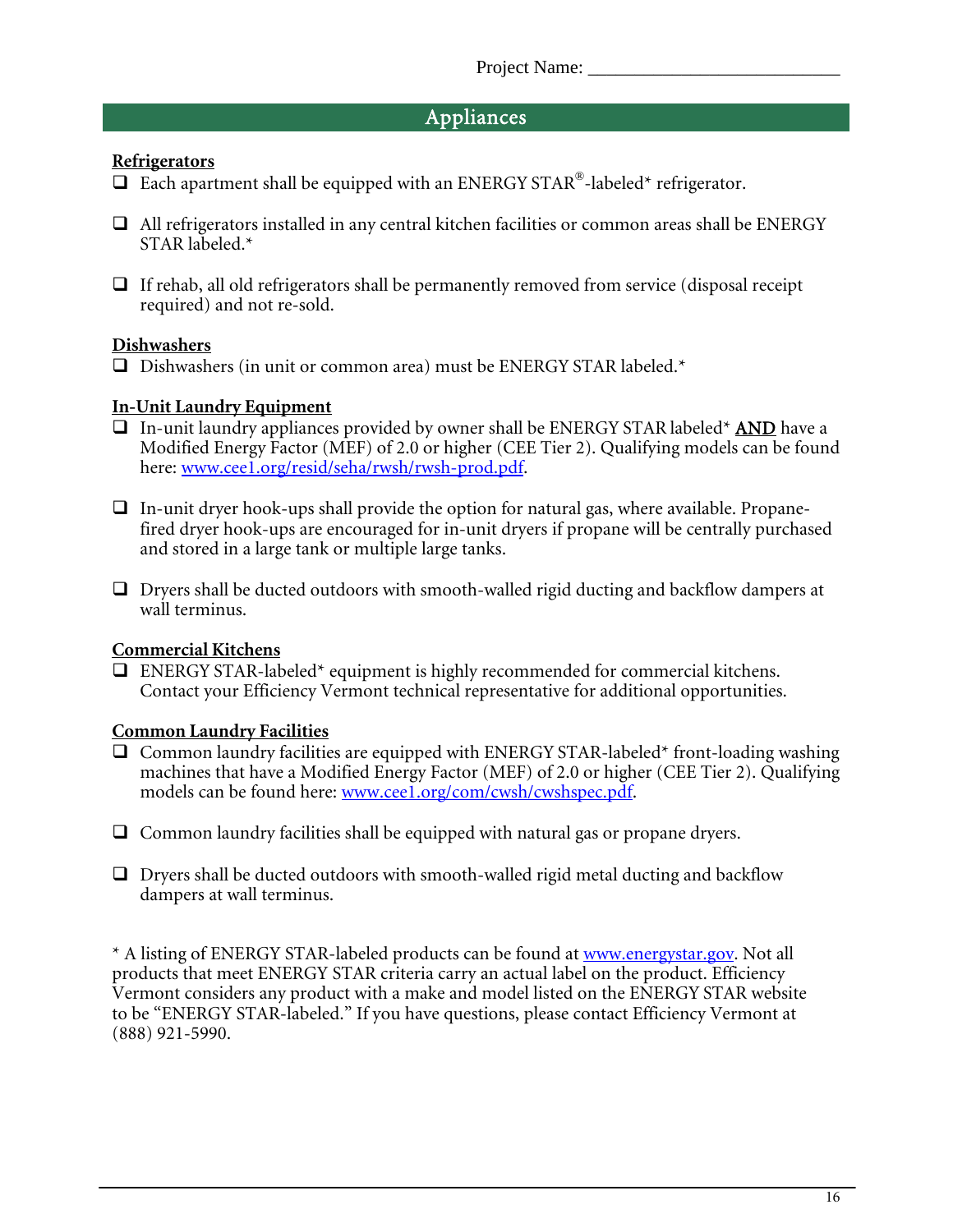Project Name: ___________________________

# Appliances

**Refrigerators**

- ❑ Each apartment shall be equipped with an ENERGY STAR®-labeled* refrigerator.
- ❑ All refrigerators installed in any central kitchen facilities or common areas shall be ENERGY STAR labeled.*
- ❑ If rehab, all old refrigerators shall be permanently removed from service (disposal receipt required) and not re-sold.

**Dishwashers**

- ❑ Dishwashers (in unit or common area) must be ENERGY STAR labeled.*

**In-Unit Laundry Equipment**

- ❑ In-unit laundry appliances provided by owner shall be ENERGY STAR labeled* **AND** have a Modified Energy Factor (MEF) of 2.0 or higher (CEE Tier 2). Qualifying models can be found here: www.cee1.org/resid/seha/rwsh/rwsh-prod.pdf.
- ❑ In-unit dryer hook-ups shall provide the option for natural gas, where available. Propane-fired dryer hook-ups are encouraged for in-unit dryers if propane will be centrally purchased and stored in a large tank or multiple large tanks.
- ❑ Dryers shall be ducted outdoors with smooth-walled rigid ducting and backflow dampers at wall terminus.

**Commercial Kitchens**

- ❑ ENERGY STAR-labeled* equipment is highly recommended for commercial kitchens. Contact your Efficiency Vermont technical representative for additional opportunities.

**Common Laundry Facilities**

- ❑ Common laundry facilities are equipped with ENERGY STAR-labeled* front-loading washing machines that have a Modified Energy Factor (MEF) of 2.0 or higher (CEE Tier 2). Qualifying models can be found here: www.cee1.org/com/cwsh/cwshspec.pdf.
- ❑ Common laundry facilities shall be equipped with natural gas or propane dryers.
- ❑ Dryers shall be ducted outdoors with smooth-walled rigid metal ducting and backflow dampers at wall terminus.

* A listing of ENERGY STAR-labeled products can be found at www.energystar.gov. Not all products that meet ENERGY STAR criteria carry an actual label on the product. Efficiency Vermont considers any product with a make and model listed on the ENERGY STAR website to be "ENERGY STAR-labeled." If you have questions, please contact Efficiency Vermont at (888) 921-5990.